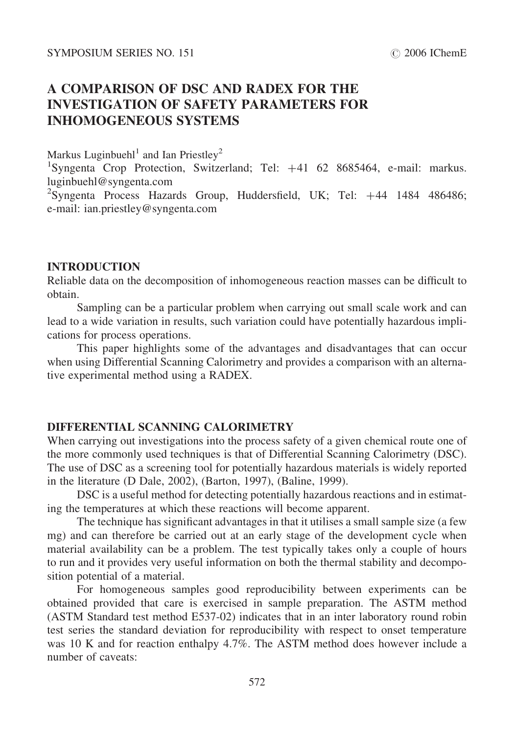# A COMPARISON OF DSC AND RADEX FOR THE INVESTIGATION OF SAFETY PARAMETERS FOR INHOMOGENEOUS SYSTEMS

Markus Luginbuehl[1] and Ian Priestley[2]

[1]Syngenta Crop Protection, Switzerland; Tel: +41 62 8685464, e-mail: markus.luginbuehl@syngenta.com

[2]Syngenta Process Hazards Group, Huddersfield, UK; Tel: +44 1484 486486; e-mail: ian.priestley@syngenta.com

## INTRODUCTION

Reliable data on the decomposition of inhomogeneous reaction masses can be difficult to obtain.

Sampling can be a particular problem when carrying out small scale work and can lead to a wide variation in results, such variation could have potentially hazardous implications for process operations.

This paper highlights some of the advantages and disadvantages that can occur when using Differential Scanning Calorimetry and provides a comparison with an alternative experimental method using a RADEX.

## DIFFERENTIAL SCANNING CALORIMETRY

When carrying out investigations into the process safety of a given chemical route one of the more commonly used techniques is that of Differential Scanning Calorimetry (DSC). The use of DSC as a screening tool for potentially hazardous materials is widely reported in the literature (D Dale, 2002), (Barton, 1997), (Baline, 1999).

DSC is a useful method for detecting potentially hazardous reactions and in estimating the temperatures at which these reactions will become apparent.

The technique has significant advantages in that it utilises a small sample size (a few mg) and can therefore be carried out at an early stage of the development cycle when material availability can be a problem. The test typically takes only a couple of hours to run and it provides very useful information on both the thermal stability and decomposition potential of a material.

For homogeneous samples good reproducibility between experiments can be obtained provided that care is exercised in sample preparation. The ASTM method (ASTM Standard test method E537-02) indicates that in an inter laboratory round robin test series the standard deviation for reproducibility with respect to onset temperature was 10 K and for reaction enthalpy 4.7%. The ASTM method does however include a number of caveats: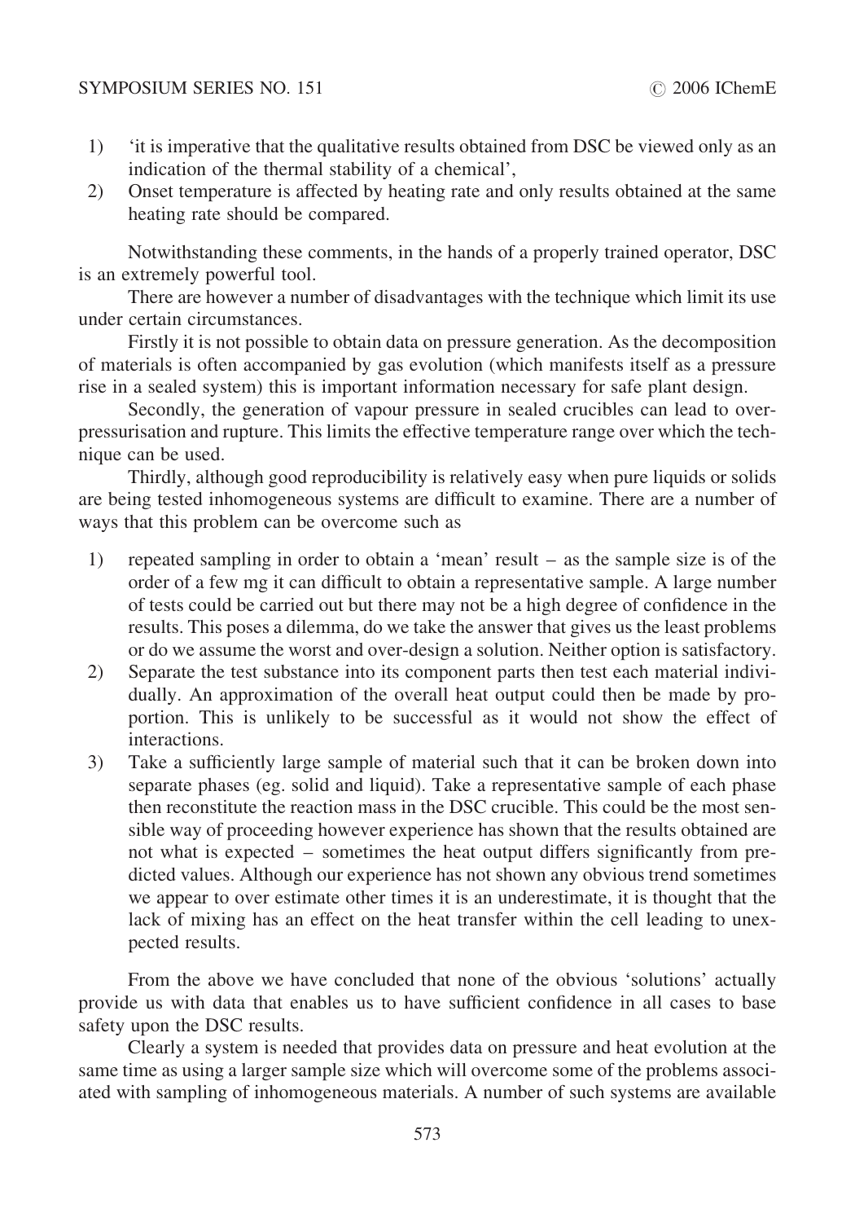1) 'it is imperative that the qualitative results obtained from DSC be viewed only as an indication of the thermal stability of a chemical',
2) Onset temperature is affected by heating rate and only results obtained at the same heating rate should be compared.

Notwithstanding these comments, in the hands of a properly trained operator, DSC is an extremely powerful tool.

There are however a number of disadvantages with the technique which limit its use under certain circumstances.

Firstly it is not possible to obtain data on pressure generation. As the decomposition of materials is often accompanied by gas evolution (which manifests itself as a pressure rise in a sealed system) this is important information necessary for safe plant design.

Secondly, the generation of vapour pressure in sealed crucibles can lead to over-pressurisation and rupture. This limits the effective temperature range over which the technique can be used.

Thirdly, although good reproducibility is relatively easy when pure liquids or solids are being tested inhomogeneous systems are difficult to examine. There are a number of ways that this problem can be overcome such as

1) repeated sampling in order to obtain a 'mean' result – as the sample size is of the order of a few mg it can difficult to obtain a representative sample. A large number of tests could be carried out but there may not be a high degree of confidence in the results. This poses a dilemma, do we take the answer that gives us the least problems or do we assume the worst and over-design a solution. Neither option is satisfactory.
2) Separate the test substance into its component parts then test each material individually. An approximation of the overall heat output could then be made by proportion. This is unlikely to be successful as it would not show the effect of interactions.
3) Take a sufficiently large sample of material such that it can be broken down into separate phases (eg. solid and liquid). Take a representative sample of each phase then reconstitute the reaction mass in the DSC crucible. This could be the most sensible way of proceeding however experience has shown that the results obtained are not what is expected – sometimes the heat output differs significantly from predicted values. Although our experience has not shown any obvious trend sometimes we appear to over estimate other times it is an underestimate, it is thought that the lack of mixing has an effect on the heat transfer within the cell leading to unexpected results.

From the above we have concluded that none of the obvious 'solutions' actually provide us with data that enables us to have sufficient confidence in all cases to base safety upon the DSC results.

Clearly a system is needed that provides data on pressure and heat evolution at the same time as using a larger sample size which will overcome some of the problems associated with sampling of inhomogeneous materials. A number of such systems are available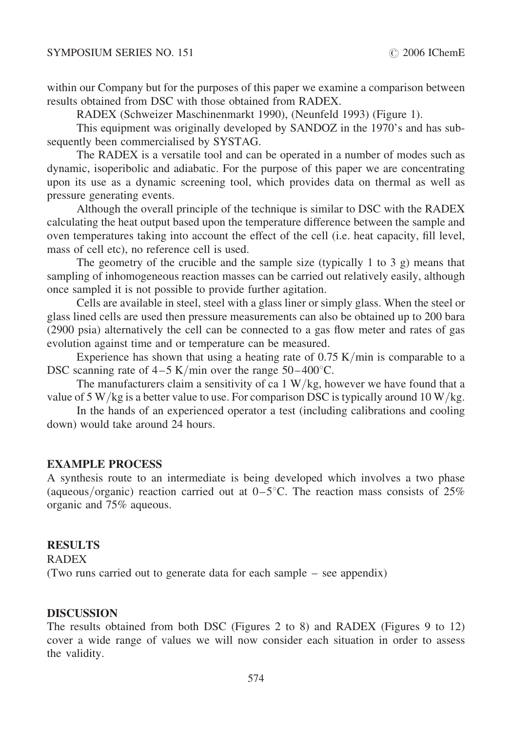within our Company but for the purposes of this paper we examine a comparison between results obtained from DSC with those obtained from RADEX.

RADEX (Schweizer Maschinenmarkt 1990), (Neunfeld 1993) (Figure 1).

This equipment was originally developed by SANDOZ in the 1970's and has subsequently been commercialised by SYSTAG.

The RADEX is a versatile tool and can be operated in a number of modes such as dynamic, isoperibolic and adiabatic. For the purpose of this paper we are concentrating upon its use as a dynamic screening tool, which provides data on thermal as well as pressure generating events.

Although the overall principle of the technique is similar to DSC with the RADEX calculating the heat output based upon the temperature difference between the sample and oven temperatures taking into account the effect of the cell (i.e. heat capacity, fill level, mass of cell etc), no reference cell is used.

The geometry of the crucible and the sample size (typically 1 to 3 g) means that sampling of inhomogeneous reaction masses can be carried out relatively easily, although once sampled it is not possible to provide further agitation.

Cells are available in steel, steel with a glass liner or simply glass. When the steel or glass lined cells are used then pressure measurements can also be obtained up to 200 bara (2900 psia) alternatively the cell can be connected to a gas flow meter and rates of gas evolution against time and or temperature can be measured.

Experience has shown that using a heating rate of 0.75 K/min is comparable to a DSC scanning rate of 4–5 K/min over the range 50–400°C.

The manufacturers claim a sensitivity of ca 1 W/kg, however we have found that a value of 5 W/kg is a better value to use. For comparison DSC is typically around 10 W/kg.

In the hands of an experienced operator a test (including calibrations and cooling down) would take around 24 hours.

## EXAMPLE PROCESS

A synthesis route to an intermediate is being developed which involves a two phase (aqueous/organic) reaction carried out at 0–5°C. The reaction mass consists of 25% organic and 75% aqueous.

## RESULTS

RADEX

(Two runs carried out to generate data for each sample – see appendix)

## DISCUSSION

The results obtained from both DSC (Figures 2 to 8) and RADEX (Figures 9 to 12) cover a wide range of values we will now consider each situation in order to assess the validity.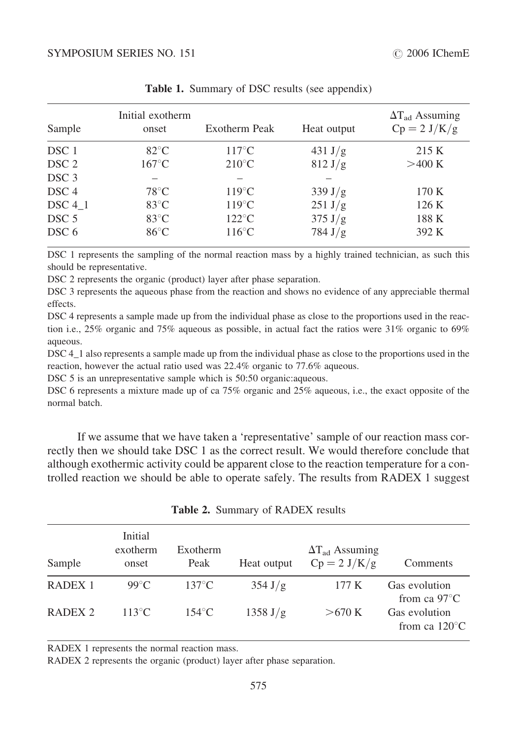**Table 1.** Summary of DSC results (see appendix)

| Sample | Initial exotherm onset | Exotherm Peak | Heat output | $\Delta T_{ad}$ Assuming $Cp = 2$ J/K/g |
|---|---|---|---|---|
| DSC 1 | 82°C | 117°C | 431 J/g | 215 K |
| DSC 2 | 167°C | 210°C | 812 J/g | >400 K |
| DSC 3 | – | – | – | |
| DSC 4 | 78°C | 119°C | 339 J/g | 170 K |
| DSC 4_1 | 83°C | 119°C | 251 J/g | 126 K |
| DSC 5 | 83°C | 122°C | 375 J/g | 188 K |
| DSC 6 | 86°C | 116°C | 784 J/g | 392 K |

DSC 1 represents the sampling of the normal reaction mass by a highly trained technician, as such this should be representative.

DSC 2 represents the organic (product) layer after phase separation.

DSC 3 represents the aqueous phase from the reaction and shows no evidence of any appreciable thermal effects.

DSC 4 represents a sample made up from the individual phase as close to the proportions used in the reaction i.e., 25% organic and 75% aqueous as possible, in actual fact the ratios were 31% organic to 69% aqueous.

DSC 4_1 also represents a sample made up from the individual phase as close to the proportions used in the reaction, however the actual ratio used was 22.4% organic to 77.6% aqueous.

DSC 5 is an unrepresentative sample which is 50:50 organic:aqueous.

DSC 6 represents a mixture made up of ca 75% organic and 25% aqueous, i.e., the exact opposite of the normal batch.

If we assume that we have taken a 'representative' sample of our reaction mass correctly then we should take DSC 1 as the correct result. We would therefore conclude that although exothermic activity could be apparent close to the reaction temperature for a controlled reaction we should be able to operate safely. The results from RADEX 1 suggest

**Table 2.** Summary of RADEX results

| Sample | Initial exotherm onset | Exotherm Peak | Heat output | $\Delta T_{ad}$ Assuming $Cp = 2$ J/K/g | Comments |
|---|---|---|---|---|---|
| RADEX 1 | 99°C | 137°C | 354 J/g | 177 K | Gas evolution from ca 97°C |
| RADEX 2 | 113°C | 154°C | 1358 J/g | >670 K | Gas evolution from ca 120°C |

RADEX 1 represents the normal reaction mass.

RADEX 2 represents the organic (product) layer after phase separation.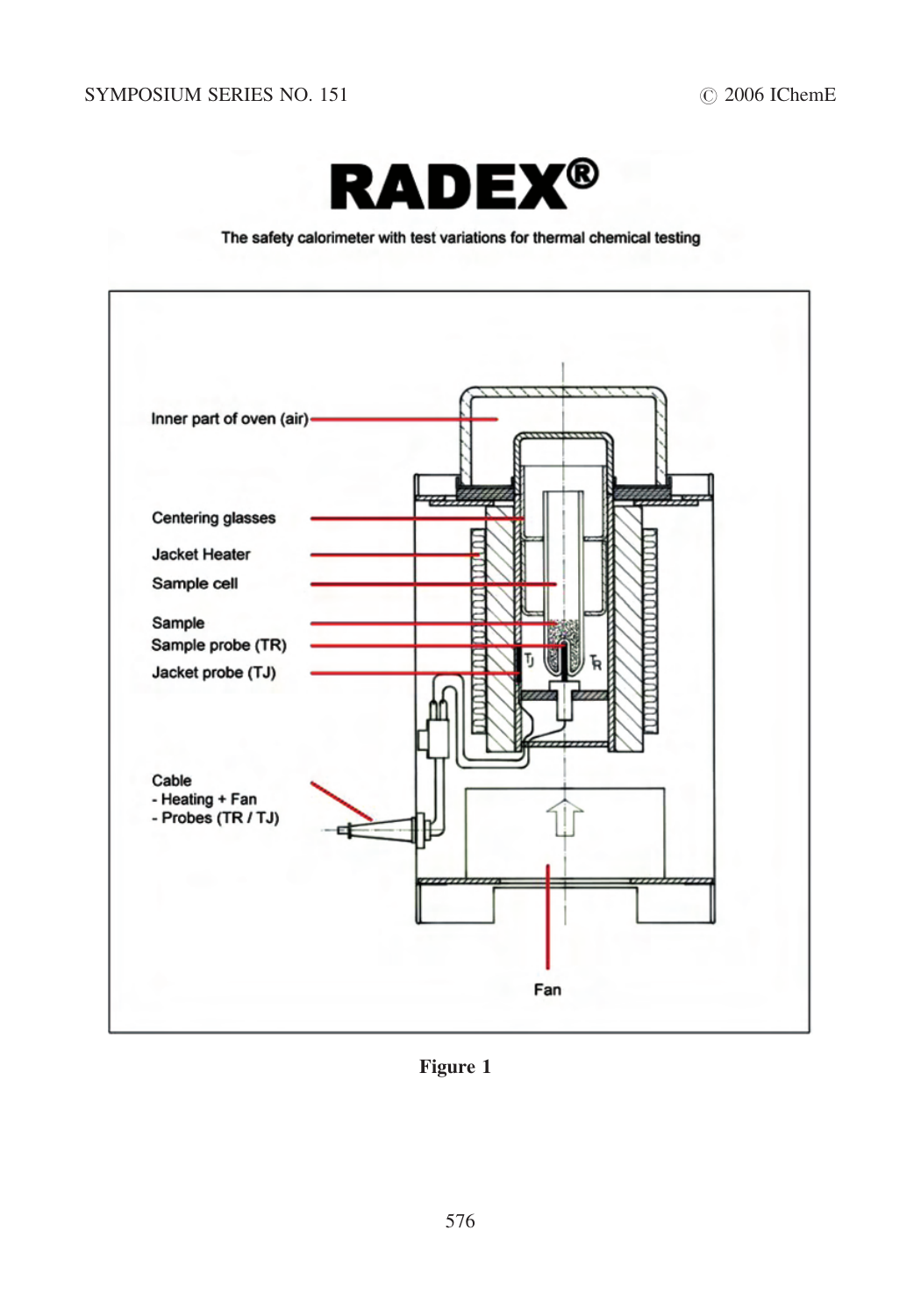RADEX®

The safety calorimeter with test variations for thermal chemical testing

Inner part of oven (air)

Centering glasses

Jacket Heater

Sample cell

Sample

Sample probe (TR)

Jacket probe (TJ)

Cable
- Heating + Fan
- Probes (TR / TJ)

Fan

**Figure 1**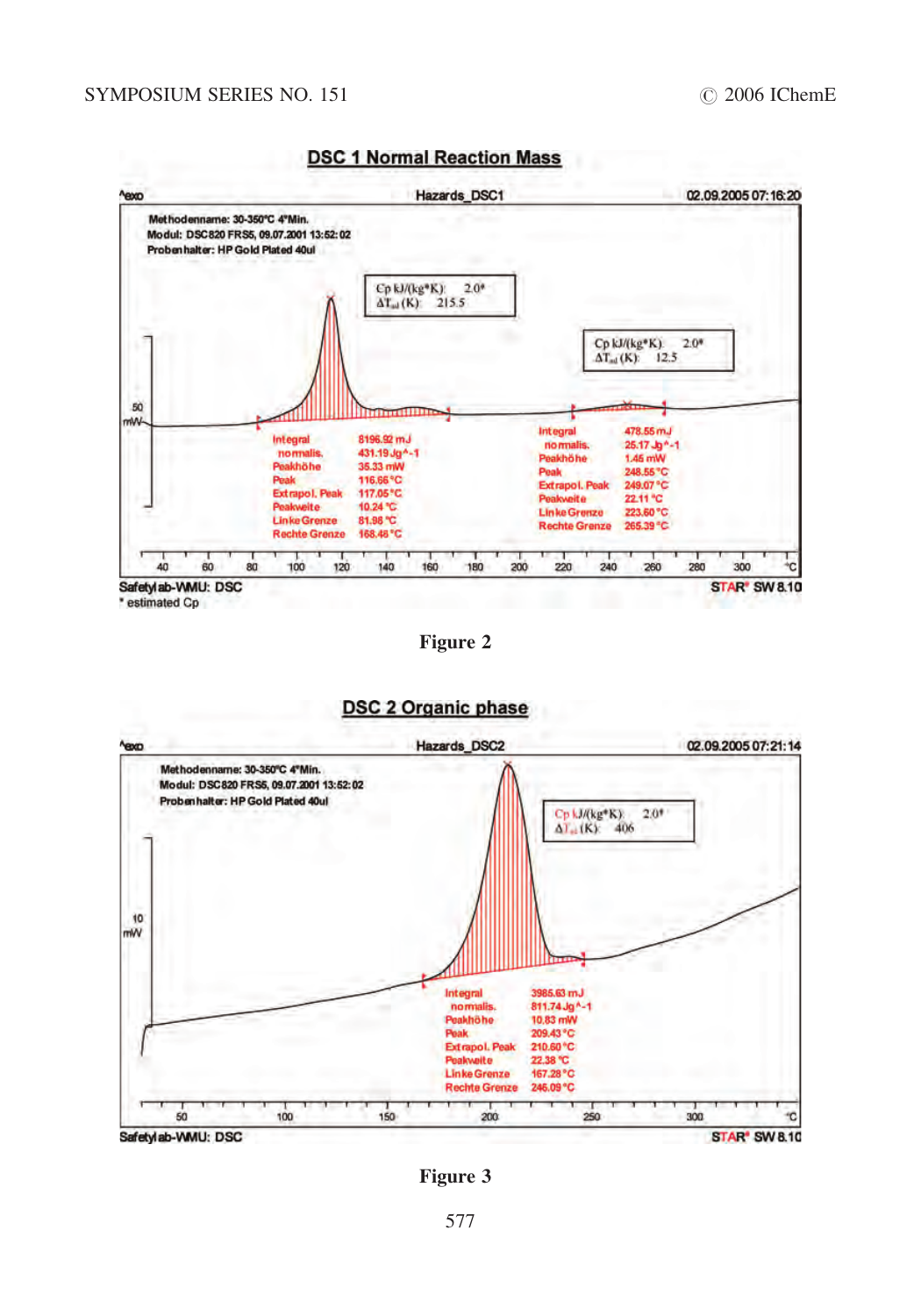**DSC 1 Normal Reaction Mass**

^exo Hazards_DSC1 02.09.2005 07:16:20

Methodenname: 30-350°C 4°Min.
Modul: DSC820 FRS5, 09.07.2001 13:52:02
Probenhalter: HP Gold Plated 40ul

Cp kJ/(kg*K): 2.0*
$\Delta T_{ad}$ (K): 215.5

Cp kJ/(kg*K): 2.0*
$\Delta T_{ad}$ (K): 12.5

50 mW

| | |
|---|---|
| Integral | 8196.92 mJ |
| normalis. | 431.19 Jg^-1 |
| Peakhöhe | 35.33 mW |
| Peak | 116.66 °C |
| Extrapol. Peak | 117.05 °C |
| Peakweite | 10.24 °C |
| Linke Grenze | 81.98 °C |
| Rechte Grenze | 168.48 °C |

| | |
|---|---|
| Integral | 478.55 mJ |
| normalis. | 25.17 Jg^-1 |
| Peakhöhe | 1.45 mW |
| Peak | 248.55 °C |
| Extrapol. Peak | 249.07 °C |
| Peakweite | 22.11 °C |
| Linke Grenze | 223.60 °C |
| Rechte Grenze | 265.39 °C |

40 60 80 100 120 140 160 180 200 220 240 260 280 300 °C

Safetylab-WMU: DSC STAR® SW 8.10

\* estimated Cp

**Figure 2**

**DSC 2 Organic phase**

^exo Hazards_DSC2 02.09.2005 07:21:14

Methodenname: 30-350°C 4°Min.
Modul: DSC820 FRS5, 09.07.2001 13:52:02
Probenhalter: HP Gold Plated 40ul

Cp kJ/(kg*K): 2.0*
$\Delta T_{ad}$ (K): 406

10 mW

| | |
|---|---|
| Integral | 3985.63 mJ |
| normalis. | 811.74 Jg^-1 |
| Peakhöhe | 10.83 mW |
| Peak | 209.43 °C |
| Extrapol. Peak | 210.60 °C |
| Peakweite | 22.38 °C |
| Linke Grenze | 167.28 °C |
| Rechte Grenze | 246.09 °C |

50 100 150 200 250 300 °C

Safetylab-WMU: DSC STAR® SW 8.10

**Figure 3**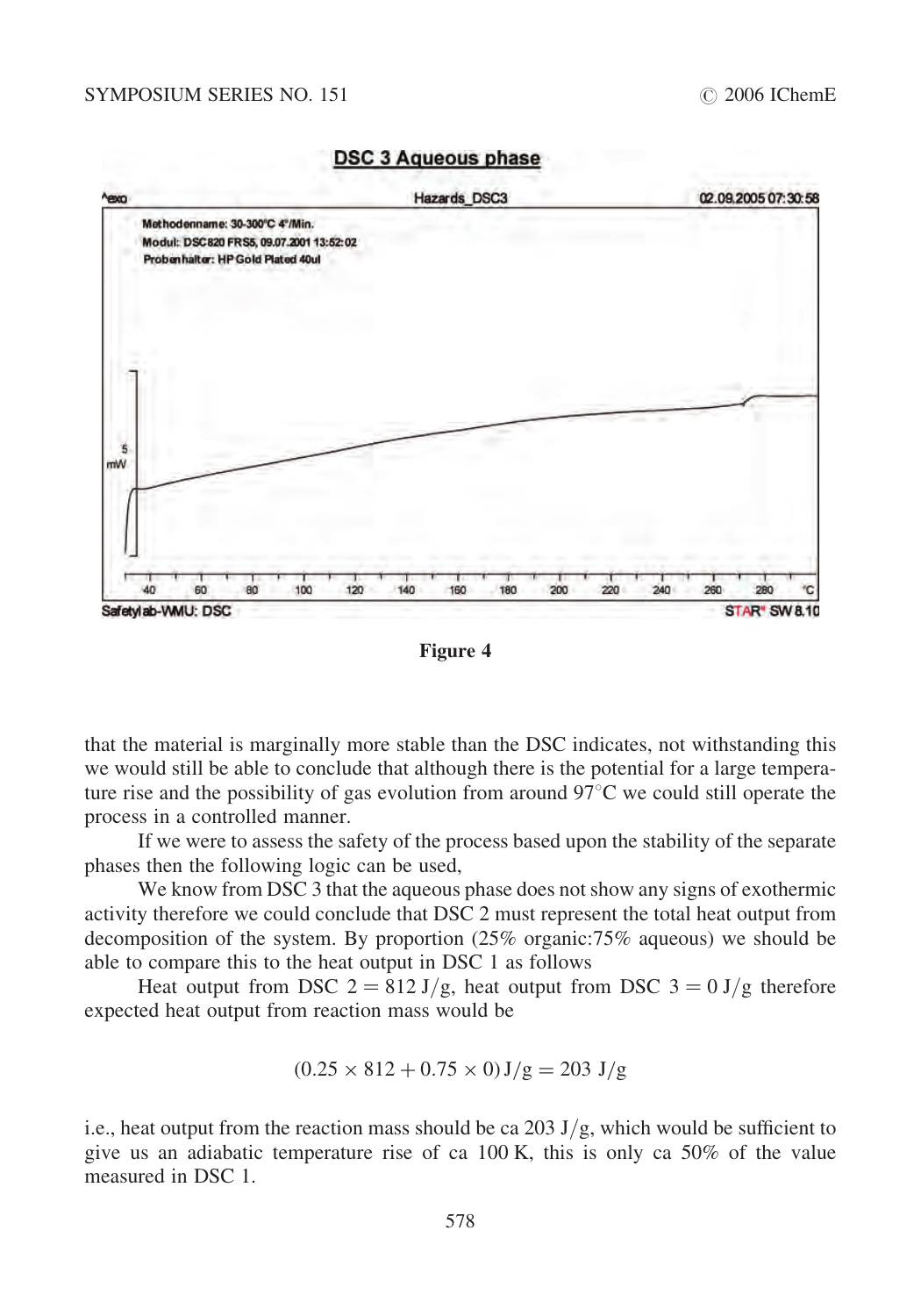**DSC 3 Aqueous phase**

Figure 4

that the material is marginally more stable than the DSC indicates, not withstanding this we would still be able to conclude that although there is the potential for a large temperature rise and the possibility of gas evolution from around 97°C we could still operate the process in a controlled manner.

If we were to assess the safety of the process based upon the stability of the separate phases then the following logic can be used,

We know from DSC 3 that the aqueous phase does not show any signs of exothermic activity therefore we could conclude that DSC 2 must represent the total heat output from decomposition of the system. By proportion (25% organic:75% aqueous) we should be able to compare this to the heat output in DSC 1 as follows

Heat output from DSC $2 = 812\ \mathrm{J/g}$, heat output from DSC $3 = 0\ \mathrm{J/g}$ therefore expected heat output from reaction mass would be

$$(0.25 \times 812 + 0.75 \times 0)\,\mathrm{J/g} = 203\ \mathrm{J/g}$$

i.e., heat output from the reaction mass should be ca 203 J/g, which would be sufficient to give us an adiabatic temperature rise of ca 100 K, this is only ca 50% of the value measured in DSC 1.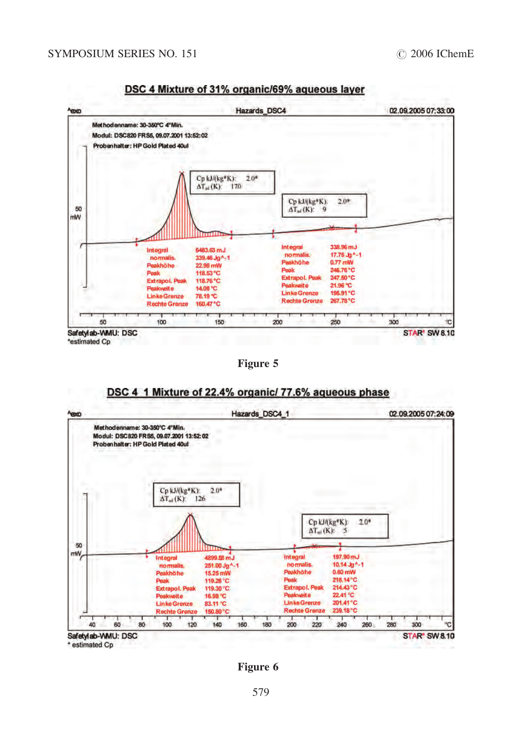**DSC 4 Mixture of 31% organic/69% aqueous layer**

^exo Hazards_DSC4 02.09.2005 07:33:00

Methodenname: 30-350°C 4°Min.
Modul: DSC820 FRS5, 09.07.2001 13:52:02
Probenhalter: HP Gold Plated 40ul

Cp kJ/(kg*K): 2.0*
$\Delta T_{ad}$ (K): 170

Cp kJ/(kg*K): 2.0*
$\Delta T_{ad}$ (K): 9

| | Peak 1 | Peak 2 |
|---|---|---|
| Integral | 6483.63 mJ | 338.96 mJ |
| normalis. | 339.46 Jg^-1 | 17.75 Jg^-1 |
| Peakhöhe | 22.98 mW | 0.77 mW |
| Peak | 118.53 °C | 246.76 °C |
| Extrapol. Peak | 118.76 °C | 247.50 °C |
| Peakweite | 14.08 °C | 21.96 °C |
| Linke Grenze | 78.19 °C | 195.91 °C |
| Rechte Grenze | 160.47 °C | 267.78 °C |

Safetylab-WMU: DSC STAR® SW 8.10
*estimated Cp

Figure 5

**DSC 4_1 Mixture of 22.4% organic/ 77.6% aqueous phase**

^exo Hazards_DSC4_1 02.09.2005 07:24:09

Methodenname: 30-350°C 4°Min.
Modul: DSC820 FRS5, 09.07.2001 13:52:02
Probenhalter: HP Gold Plated 40ul

Cp kJ/(kg*K): 2.0*
$\Delta T_{ad}$ (K): 126

Cp kJ/(kg*K): 2.0*
$\Delta T_{ad}$ (K): 5

| | Peak 1 | Peak 2 |
|---|---|---|
| Integral | 4899.58 mJ | 197.90 mJ |
| normalis. | 251.00 Jg^-1 | 10.14 Jg^-1 |
| Peakhöhe | 15.25 mW | 0.60 mW |
| Peak | 119.26 °C | 218.14 °C |
| Extrapol. Peak | 119.30 °C | 214.43 °C |
| Peakweite | 16.98 °C | 22.41 °C |
| Linke Grenze | 83.11 °C | 201.41 °C |
| Rechte Grenze | 150.80 °C | 239.18 °C |

Safetylab-WMU: DSC STAR® SW 8.10
* estimated Cp

Figure 6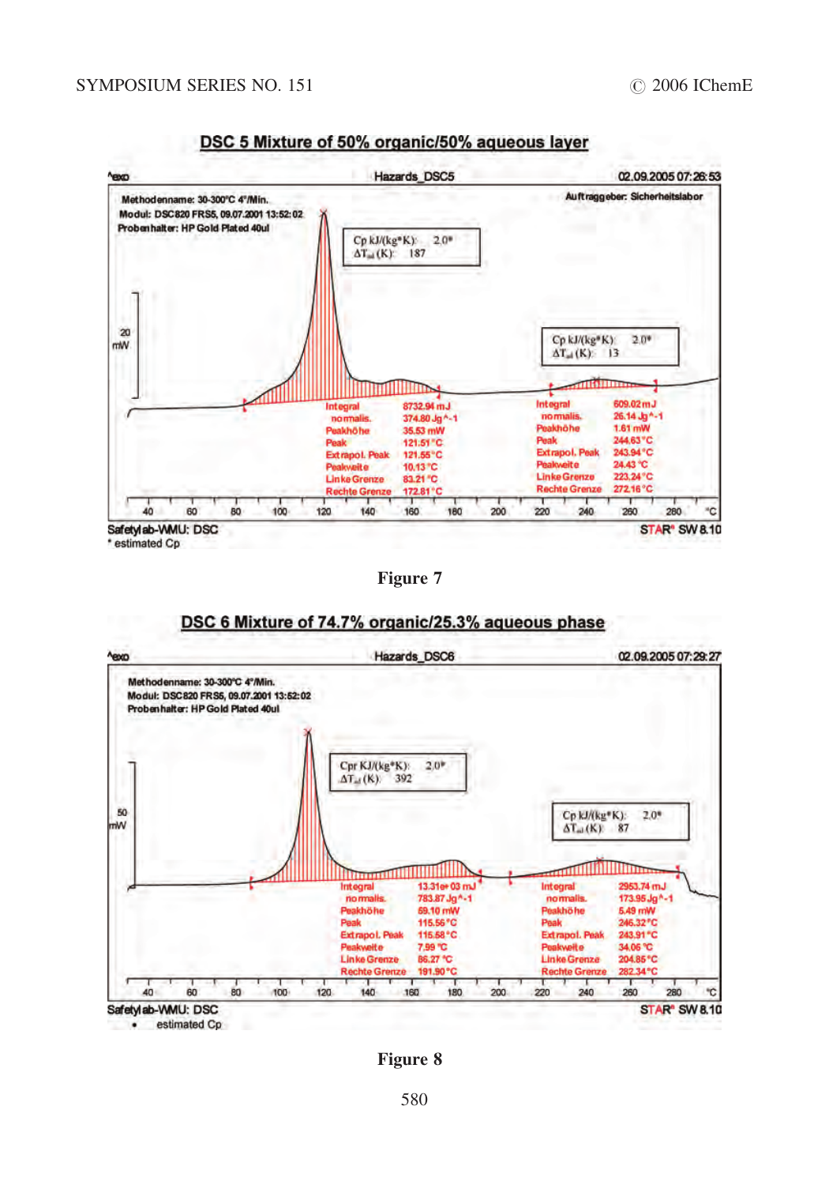DSC 5 Mixture of 50% organic/50% aqueous layer

Figure 7

DSC 6 Mixture of 74.7% organic/25.3% aqueous phase

Figure 8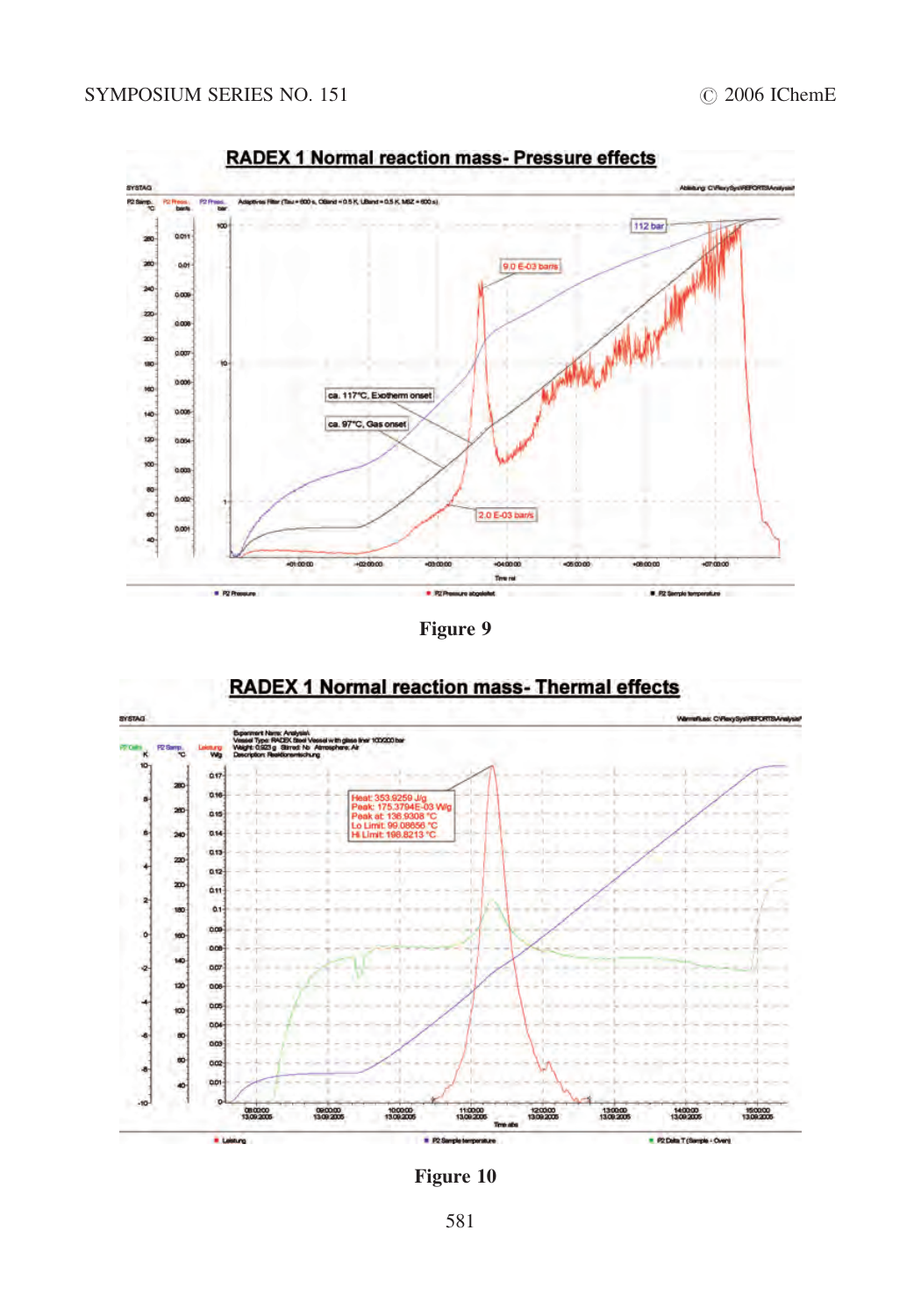**RADEX 1 Normal reaction mass- Pressure effects**

Figure 9

**RADEX 1 Normal reaction mass- Thermal effects**

Figure 10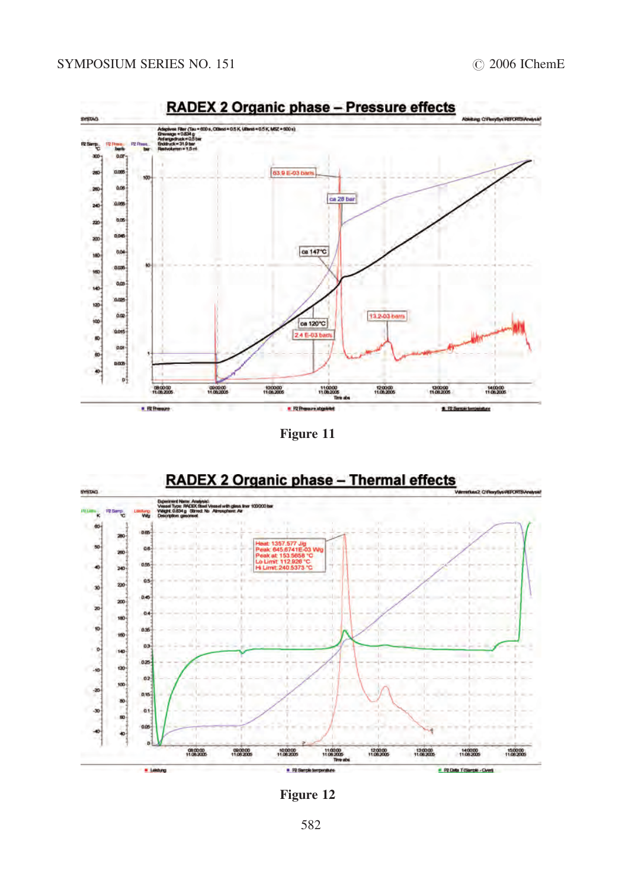Figure 11

Figure 12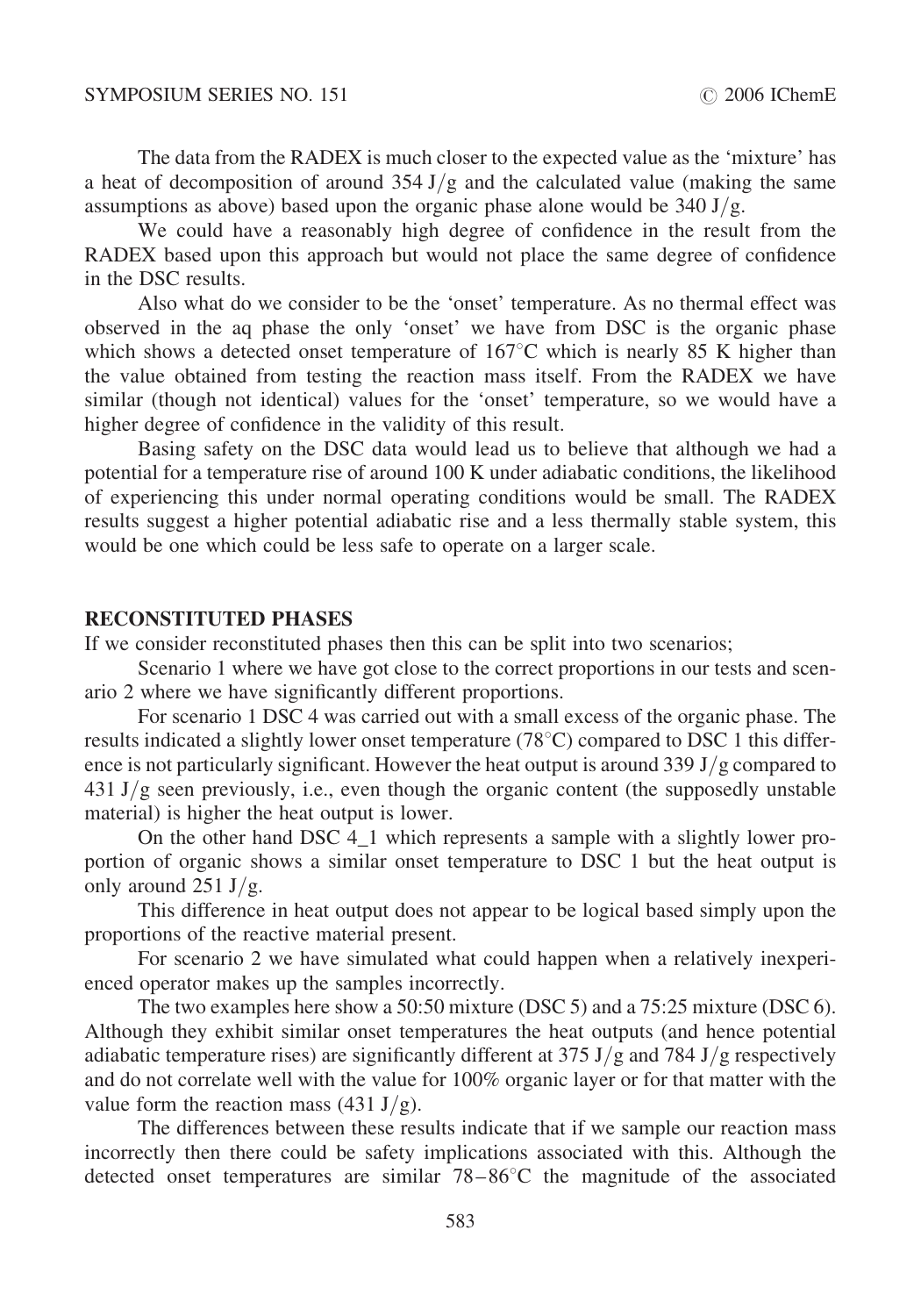The data from the RADEX is much closer to the expected value as the 'mixture' has a heat of decomposition of around 354 J/g and the calculated value (making the same assumptions as above) based upon the organic phase alone would be 340 J/g.

We could have a reasonably high degree of confidence in the result from the RADEX based upon this approach but would not place the same degree of confidence in the DSC results.

Also what do we consider to be the 'onset' temperature. As no thermal effect was observed in the aq phase the only 'onset' we have from DSC is the organic phase which shows a detected onset temperature of 167°C which is nearly 85 K higher than the value obtained from testing the reaction mass itself. From the RADEX we have similar (though not identical) values for the 'onset' temperature, so we would have a higher degree of confidence in the validity of this result.

Basing safety on the DSC data would lead us to believe that although we had a potential for a temperature rise of around 100 K under adiabatic conditions, the likelihood of experiencing this under normal operating conditions would be small. The RADEX results suggest a higher potential adiabatic rise and a less thermally stable system, this would be one which could be less safe to operate on a larger scale.

## RECONSTITUTED PHASES

If we consider reconstituted phases then this can be split into two scenarios;

Scenario 1 where we have got close to the correct proportions in our tests and scenario 2 where we have significantly different proportions.

For scenario 1 DSC 4 was carried out with a small excess of the organic phase. The results indicated a slightly lower onset temperature (78°C) compared to DSC 1 this difference is not particularly significant. However the heat output is around 339 J/g compared to 431 J/g seen previously, i.e., even though the organic content (the supposedly unstable material) is higher the heat output is lower.

On the other hand DSC 4_1 which represents a sample with a slightly lower proportion of organic shows a similar onset temperature to DSC 1 but the heat output is only around 251 J/g.

This difference in heat output does not appear to be logical based simply upon the proportions of the reactive material present.

For scenario 2 we have simulated what could happen when a relatively inexperienced operator makes up the samples incorrectly.

The two examples here show a 50:50 mixture (DSC 5) and a 75:25 mixture (DSC 6). Although they exhibit similar onset temperatures the heat outputs (and hence potential adiabatic temperature rises) are significantly different at 375 J/g and 784 J/g respectively and do not correlate well with the value for 100% organic layer or for that matter with the value form the reaction mass (431 J/g).

The differences between these results indicate that if we sample our reaction mass incorrectly then there could be safety implications associated with this. Although the detected onset temperatures are similar 78–86°C the magnitude of the associated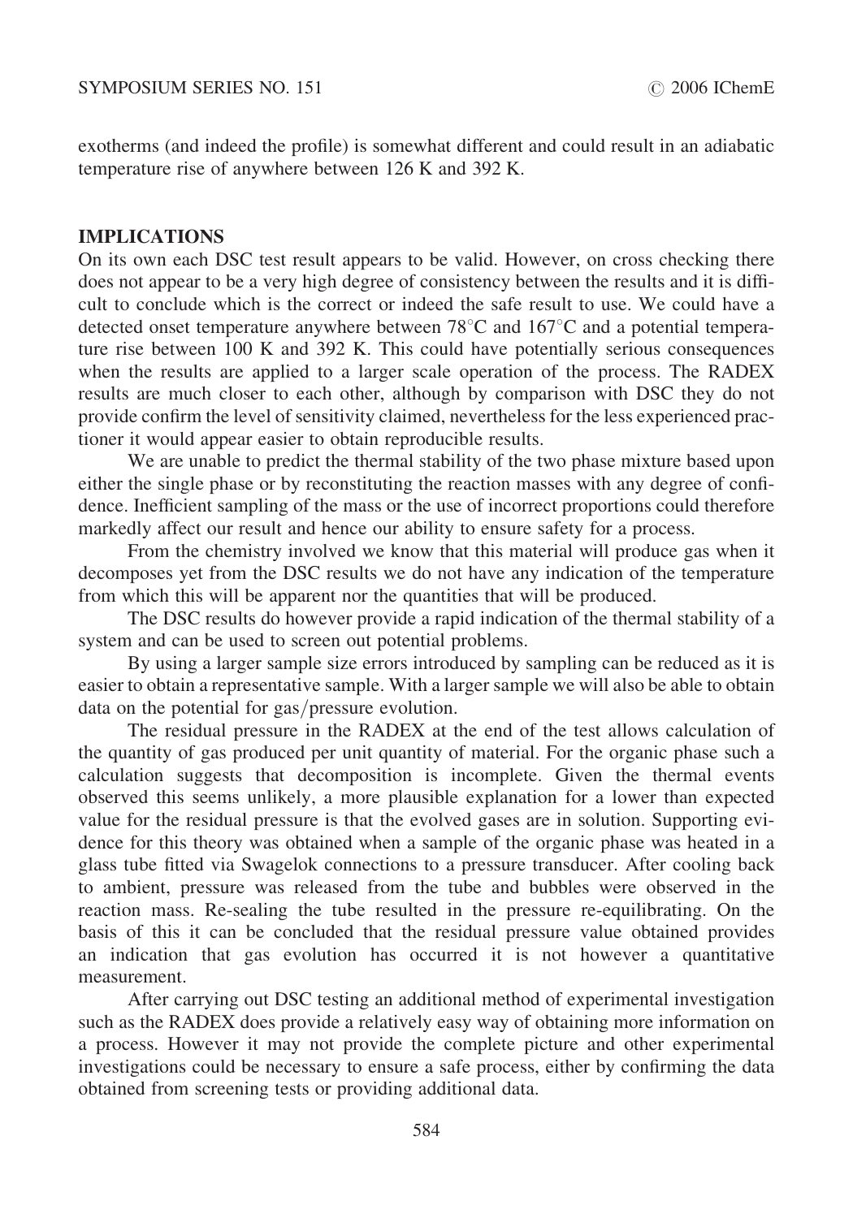exotherms (and indeed the profile) is somewhat different and could result in an adiabatic temperature rise of anywhere between 126 K and 392 K.

## IMPLICATIONS

On its own each DSC test result appears to be valid. However, on cross checking there does not appear to be a very high degree of consistency between the results and it is difficult to conclude which is the correct or indeed the safe result to use. We could have a detected onset temperature anywhere between 78°C and 167°C and a potential temperature rise between 100 K and 392 K. This could have potentially serious consequences when the results are applied to a larger scale operation of the process. The RADEX results are much closer to each other, although by comparison with DSC they do not provide confirm the level of sensitivity claimed, nevertheless for the less experienced practioner it would appear easier to obtain reproducible results.

We are unable to predict the thermal stability of the two phase mixture based upon either the single phase or by reconstituting the reaction masses with any degree of confidence. Inefficient sampling of the mass or the use of incorrect proportions could therefore markedly affect our result and hence our ability to ensure safety for a process.

From the chemistry involved we know that this material will produce gas when it decomposes yet from the DSC results we do not have any indication of the temperature from which this will be apparent nor the quantities that will be produced.

The DSC results do however provide a rapid indication of the thermal stability of a system and can be used to screen out potential problems.

By using a larger sample size errors introduced by sampling can be reduced as it is easier to obtain a representative sample. With a larger sample we will also be able to obtain data on the potential for gas/pressure evolution.

The residual pressure in the RADEX at the end of the test allows calculation of the quantity of gas produced per unit quantity of material. For the organic phase such a calculation suggests that decomposition is incomplete. Given the thermal events observed this seems unlikely, a more plausible explanation for a lower than expected value for the residual pressure is that the evolved gases are in solution. Supporting evidence for this theory was obtained when a sample of the organic phase was heated in a glass tube fitted via Swagelok connections to a pressure transducer. After cooling back to ambient, pressure was released from the tube and bubbles were observed in the reaction mass. Re-sealing the tube resulted in the pressure re-equilibrating. On the basis of this it can be concluded that the residual pressure value obtained provides an indication that gas evolution has occurred it is not however a quantitative measurement.

After carrying out DSC testing an additional method of experimental investigation such as the RADEX does provide a relatively easy way of obtaining more information on a process. However it may not provide the complete picture and other experimental investigations could be necessary to ensure a safe process, either by confirming the data obtained from screening tests or providing additional data.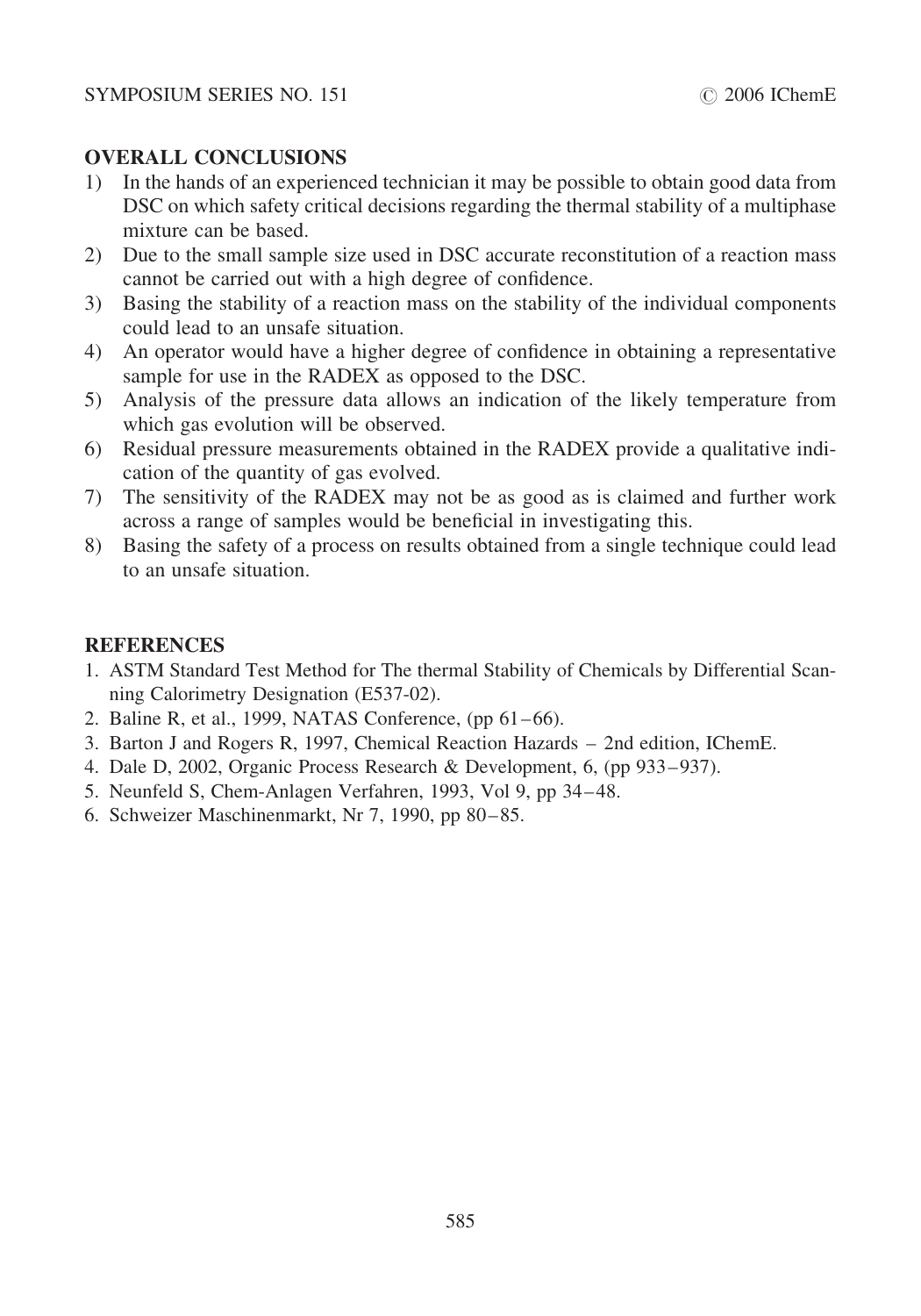## OVERALL CONCLUSIONS

1) In the hands of an experienced technician it may be possible to obtain good data from DSC on which safety critical decisions regarding the thermal stability of a multiphase mixture can be based.
2) Due to the small sample size used in DSC accurate reconstitution of a reaction mass cannot be carried out with a high degree of confidence.
3) Basing the stability of a reaction mass on the stability of the individual components could lead to an unsafe situation.
4) An operator would have a higher degree of confidence in obtaining a representative sample for use in the RADEX as opposed to the DSC.
5) Analysis of the pressure data allows an indication of the likely temperature from which gas evolution will be observed.
6) Residual pressure measurements obtained in the RADEX provide a qualitative indication of the quantity of gas evolved.
7) The sensitivity of the RADEX may not be as good as is claimed and further work across a range of samples would be beneficial in investigating this.
8) Basing the safety of a process on results obtained from a single technique could lead to an unsafe situation.

## REFERENCES

1. ASTM Standard Test Method for The thermal Stability of Chemicals by Differential Scanning Calorimetry Designation (E537-02).
2. Baline R, et al., 1999, NATAS Conference, (pp 61–66).
3. Barton J and Rogers R, 1997, Chemical Reaction Hazards – 2nd edition, IChemE.
4. Dale D, 2002, Organic Process Research & Development, 6, (pp 933–937).
5. Neunfeld S, Chem-Anlagen Verfahren, 1993, Vol 9, pp 34–48.
6. Schweizer Maschinenmarkt, Nr 7, 1990, pp 80–85.